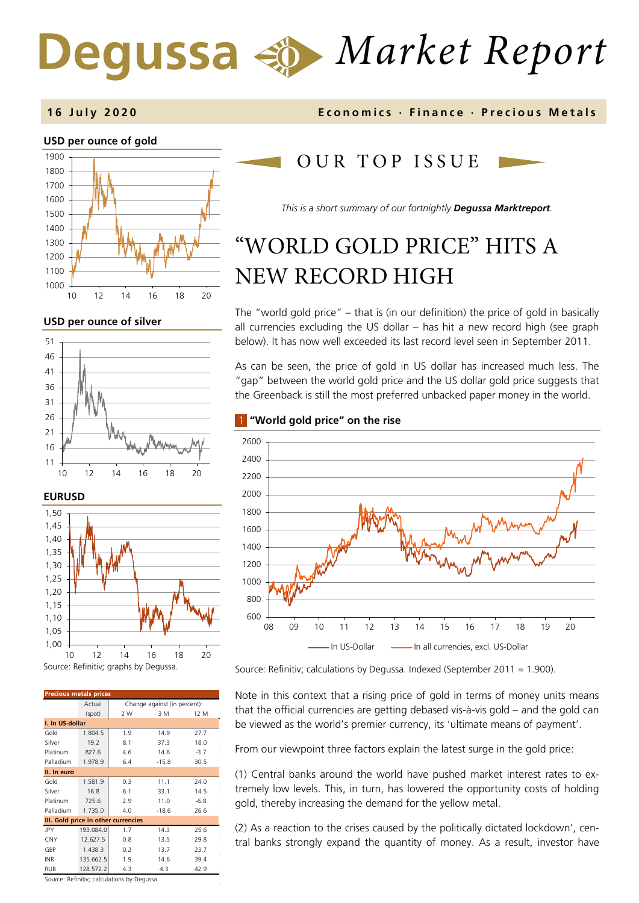# Degussa Market Report

**16 July 2020** **Economics · Finance · Precious Metals**

**USD per ounce of gold**

**USD per ounce of silver**

**EURUSD**

Source: Refinitiv; graphs by Degussa.

| Precious metals prices | Actual (spot) | Change against (in percent): 2 W | 3 M | 12 M |
|---|---|---|---|---|
| **I. In US-dollar** | | | | |
| Gold | 1.804.5 | 1.9 | 14.9 | 27.7 |
| Silver | 19.2 | 8.1 | 37.3 | 18.0 |
| Platinum | 827.6 | 4.6 | 14.6 | -3.7 |
| Palladium | 1.978.9 | 6.4 | -15.8 | 30.5 |
| **II. In euro** | | | | |
| Gold | 1.581.9 | 0.3 | 11.1 | 24.0 |
| Silver | 16.8 | 6.1 | 33.1 | 14.5 |
| Platinum | 725.6 | 2.9 | 11.0 | -6.8 |
| Palladium | 1.735.0 | 4.0 | -18.6 | 26.6 |
| **III. Gold price in other currencies** | | | | |
| JPY | 193.084.0 | 1.7 | 14.3 | 25.6 |
| CNY | 12.627.5 | 0.8 | 13.5 | 29.8 |
| GBP | 1.438.3 | 0.2 | 13.7 | 23.7 |
| INR | 135.662.5 | 1.9 | 14.6 | 39.4 |
| RUB | 128.572.2 | 4.3 | 4.3 | 42.9 |

Source: Refinitiv; calculations by Degussa.

## OUR TOP ISSUE

*This is a short summary of our fortnightly* ***Degussa Marktreport****.*

# "WORLD GOLD PRICE" HITS A NEW RECORD HIGH

The "world gold price" – that is (in our definition) the price of gold in basically all currencies excluding the US dollar – has hit a new record high (see graph below). It has now well exceeded its last record level seen in September 2011.

As can be seen, the price of gold in US dollar has increased much less. The "gap" between the world gold price and the US dollar gold price suggests that the Greenback is still the most preferred unbacked paper money in the world.

**1 "World gold price" on the rise**

In US-Dollar — In all currencies, excl. US-Dollar

Source: Refinitiv; calculations by Degussa. Indexed (September 2011 = 1.900).

Note in this context that a rising price of gold in terms of money units means that the official currencies are getting debased vis-à-vis gold – and the gold can be viewed as the world's premier currency, its 'ultimate means of payment'.

From our viewpoint three factors explain the latest surge in the gold price:

(1) Central banks around the world have pushed market interest rates to extremely low levels. This, in turn, has lowered the opportunity costs of holding gold, thereby increasing the demand for the yellow metal.

(2) As a reaction to the crises caused by the politically dictated lockdown', central banks strongly expand the quantity of money. As a result, investor have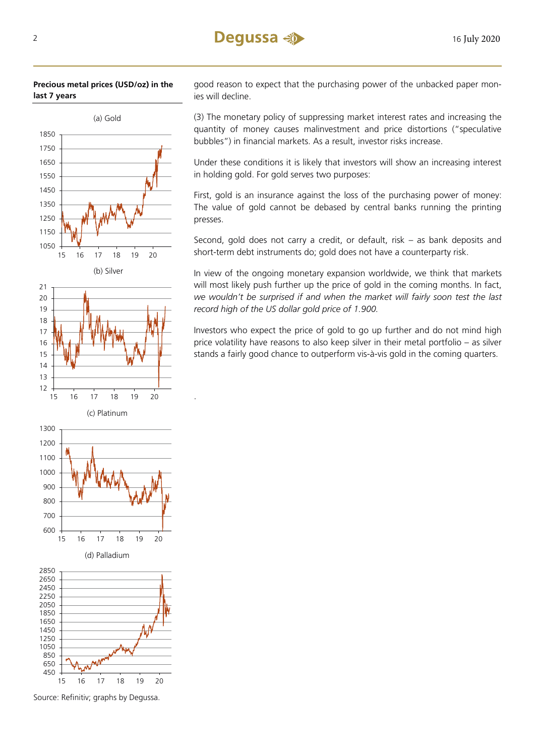**Precious metal prices (USD/oz) in the last 7 years**

(a) Gold

(b) Silver

(c) Platinum

(d) Palladium

Source: Refinitiv; graphs by Degussa.

good reason to expect that the purchasing power of the unbacked paper monies will decline.

(3) The monetary policy of suppressing market interest rates and increasing the quantity of money causes malinvestment and price distortions ("speculative bubbles") in financial markets. As a result, investor risks increase.

Under these conditions it is likely that investors will show an increasing interest in holding gold. For gold serves two purposes:

First, gold is an insurance against the loss of the purchasing power of money: The value of gold cannot be debased by central banks running the printing presses.

Second, gold does not carry a credit, or default, risk – as bank deposits and short-term debt instruments do; gold does not have a counterparty risk.

In view of the ongoing monetary expansion worldwide, we think that markets will most likely push further up the price of gold in the coming months. In fact, *we wouldn't be surprised if and when the market will fairly soon test the last record high of the US dollar gold price of 1.900.*

Investors who expect the price of gold to go up further and do not mind high price volatility have reasons to also keep silver in their metal portfolio – as silver stands a fairly good chance to outperform vis-à-vis gold in the coming quarters.

.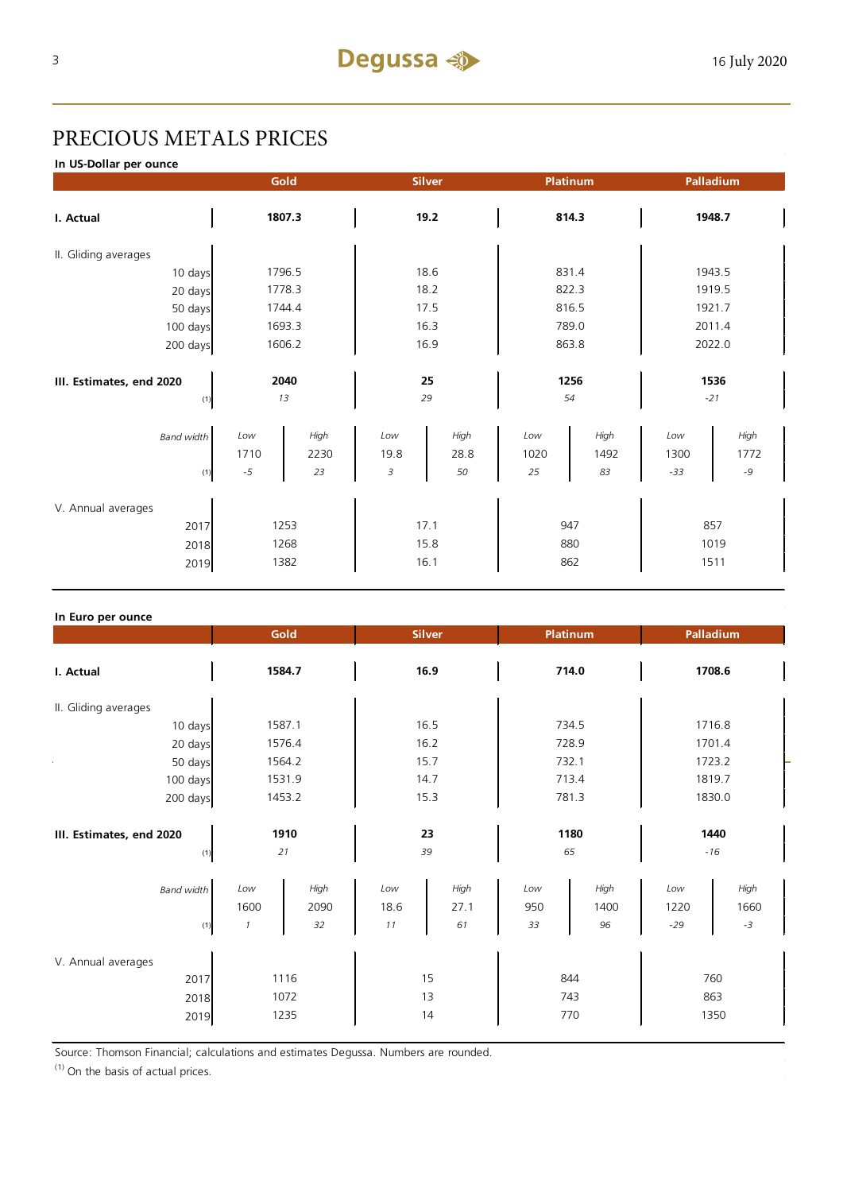# PRECIOUS METALS PRICES

**In US-Dollar per ounce**

| | Gold | | Silver | | Platinum | | Palladium | |
|---|---|---|---|---|---|---|---|---|
| **I. Actual** | **1807.3** | | **19.2** | | **814.3** | | **1948.7** | |
| II. Gliding averages | | | | | | | | |
| 10 days | 1796.5 | | 18.6 | | 831.4 | | 1943.5 | |
| 20 days | 1778.3 | | 18.2 | | 822.3 | | 1919.5 | |
| 50 days | 1744.4 | | 17.5 | | 816.5 | | 1921.7 | |
| 100 days | 1693.3 | | 16.3 | | 789.0 | | 2011.4 | |
| 200 days | 1606.2 | | 16.9 | | 863.8 | | 2022.0 | |
| **III. Estimates, end 2020** | **2040** | | **25** | | **1256** | | **1536** | |
| (1) | *13* | | *29* | | *54* | | *-21* | |
| *Band width* | *Low* | *High* | *Low* | *High* | *Low* | *High* | *Low* | *High* |
| | 1710 | 2230 | 19.8 | 28.8 | 1020 | 1492 | 1300 | 1772 |
| (1) | *-5* | *23* | *3* | *50* | *25* | *83* | *-33* | *-9* |
| V. Annual averages | | | | | | | | |
| 2017 | 1253 | | 17.1 | | 947 | | 857 | |
| 2018 | 1268 | | 15.8 | | 880 | | 1019 | |
| 2019 | 1382 | | 16.1 | | 862 | | 1511 | |

**In Euro per ounce**

| | Gold | | Silver | | Platinum | | Palladium | |
|---|---|---|---|---|---|---|---|---|
| **I. Actual** | **1584.7** | | **16.9** | | **714.0** | | **1708.6** | |
| II. Gliding averages | | | | | | | | |
| 10 days | 1587.1 | | 16.5 | | 734.5 | | 1716.8 | |
| 20 days | 1576.4 | | 16.2 | | 728.9 | | 1701.4 | |
| 50 days | 1564.2 | | 15.7 | | 732.1 | | 1723.2 | |
| 100 days | 1531.9 | | 14.7 | | 713.4 | | 1819.7 | |
| 200 days | 1453.2 | | 15.3 | | 781.3 | | 1830.0 | |
| **III. Estimates, end 2020** | **1910** | | **23** | | **1180** | | **1440** | |
| (1) | *21* | | *39* | | *65* | | *-16* | |
| *Band width* | *Low* | *High* | *Low* | *High* | *Low* | *High* | *Low* | *High* |
| | 1600 | 2090 | 18.6 | 27.1 | 950 | 1400 | 1220 | 1660 |
| (1) | *1* | *32* | *11* | *61* | *33* | *96* | *-29* | *-3* |
| V. Annual averages | | | | | | | | |
| 2017 | 1116 | | 15 | | 844 | | 760 | |
| 2018 | 1072 | | 13 | | 743 | | 863 | |
| 2019 | 1235 | | 14 | | 770 | | 1350 | |

Source: Thomson Financial; calculations and estimates Degussa. Numbers are rounded.

(1) On the basis of actual prices.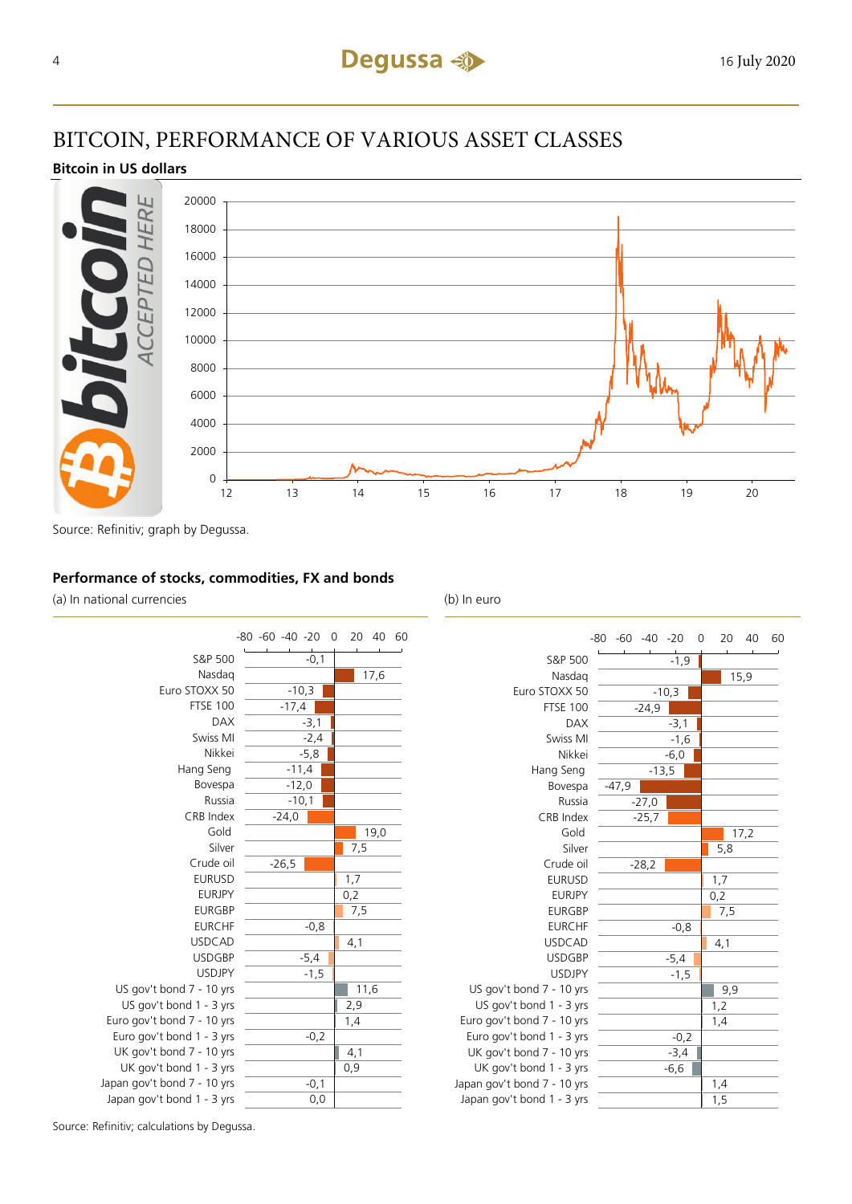# BITCOIN, PERFORMANCE OF VARIOUS ASSET CLASSES

**Bitcoin in US dollars**

Source: Refinitiv; graph by Degussa.

**Performance of stocks, commodities, FX and bonds**

| | (a) In national currencies | (b) In euro |
|---|---|---|
| S&P 500 | -0,1 | -1,9 |
| Nasdaq | 17,6 | 15,9 |
| Euro STOXX 50 | -10,3 | -10,3 |
| FTSE 100 | -17,4 | -24,9 |
| DAX | -3,1 | -3,1 |
| Swiss MI | -2,4 | -1,6 |
| Nikkei | -5,8 | -6,0 |
| Hang Seng | -11,4 | -13,5 |
| Bovespa | -12,0 | -47,9 |
| Russia | -10,1 | -27,0 |
| CRB Index | -24,0 | -25,7 |
| Gold | 19,0 | 17,2 |
| Silver | 7,5 | 5,8 |
| Crude oil | -26,5 | -28,2 |
| EURUSD | 1,7 | 1,7 |
| EURJPY | 0,2 | 0,2 |
| EURGBP | 7,5 | 7,5 |
| EURCHF | -0,8 | -0,8 |
| USDCAD | 4,1 | 4,1 |
| USDGBP | -5,4 | -5,4 |
| USDJPY | -1,5 | -1,5 |
| US gov't bond 7 - 10 yrs | 11,6 | 9,9 |
| US gov't bond 1 - 3 yrs | 2,9 | 1,2 |
| Euro gov't bond 7 - 10 yrs | 1,4 | 1,4 |
| Euro gov't bond 1 - 3 yrs | -0,2 | -0,2 |
| UK gov't bond 7 - 10 yrs | 4,1 | -3,4 |
| UK gov't bond 1 - 3 yrs | 0,9 | -6,6 |
| Japan gov't bond 7 - 10 yrs | -0,1 | 1,4 |
| Japan gov't bond 1 - 3 yrs | 0,0 | 1,5 |

Source: Refinitiv; calculations by Degussa.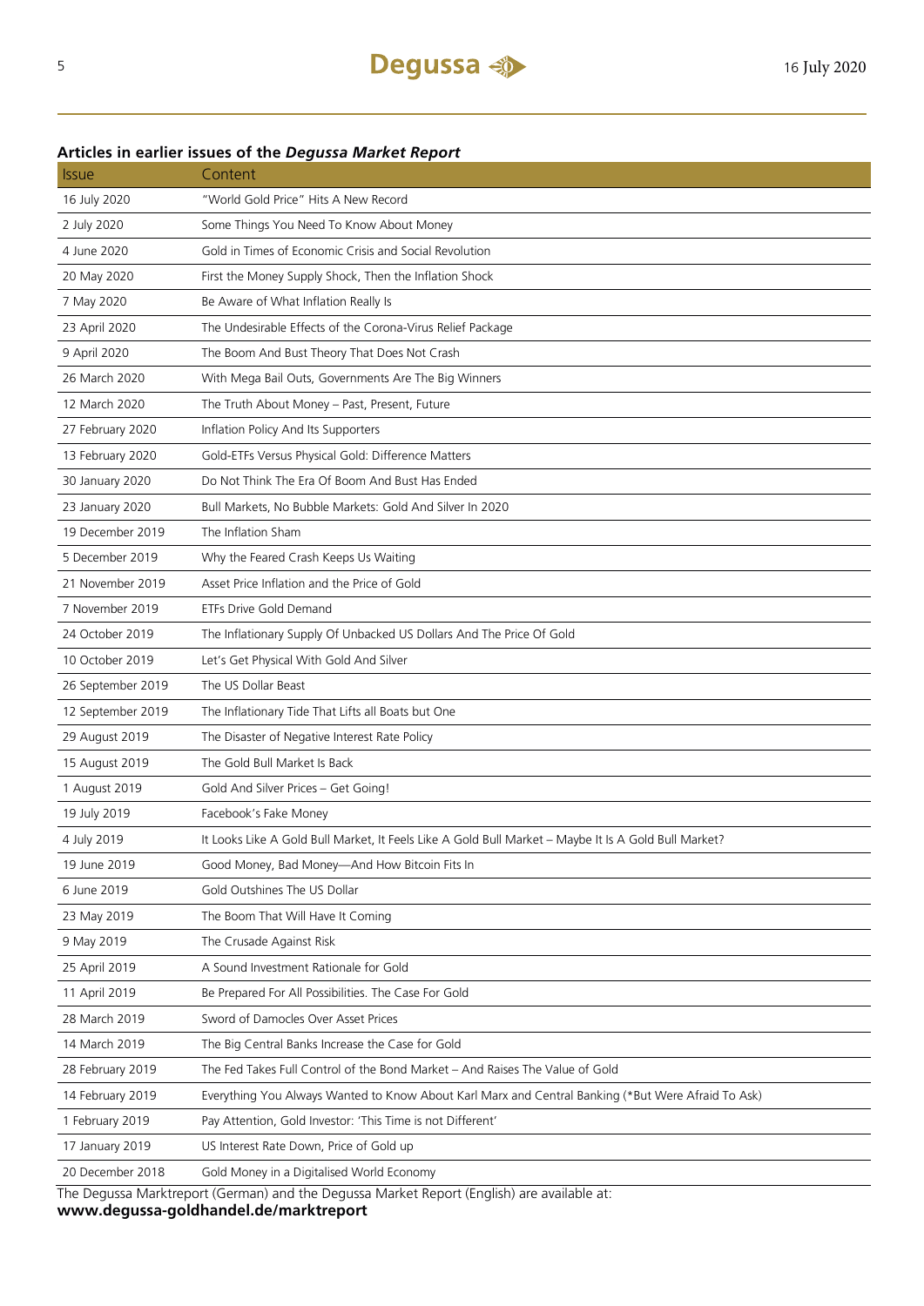## Articles in earlier issues of the *Degussa Market Report*

| Issue | Content |
|---|---|
| 16 July 2020 | "World Gold Price" Hits A New Record |
| 2 July 2020 | Some Things You Need To Know About Money |
| 4 June 2020 | Gold in Times of Economic Crisis and Social Revolution |
| 20 May 2020 | First the Money Supply Shock, Then the Inflation Shock |
| 7 May 2020 | Be Aware of What Inflation Really Is |
| 23 April 2020 | The Undesirable Effects of the Corona-Virus Relief Package |
| 9 April 2020 | The Boom And Bust Theory That Does Not Crash |
| 26 March 2020 | With Mega Bail Outs, Governments Are The Big Winners |
| 12 March 2020 | The Truth About Money – Past, Present, Future |
| 27 February 2020 | Inflation Policy And Its Supporters |
| 13 February 2020 | Gold-ETFs Versus Physical Gold: Difference Matters |
| 30 January 2020 | Do Not Think The Era Of Boom And Bust Has Ended |
| 23 January 2020 | Bull Markets, No Bubble Markets: Gold And Silver In 2020 |
| 19 December 2019 | The Inflation Sham |
| 5 December 2019 | Why the Feared Crash Keeps Us Waiting |
| 21 November 2019 | Asset Price Inflation and the Price of Gold |
| 7 November 2019 | ETFs Drive Gold Demand |
| 24 October 2019 | The Inflationary Supply Of Unbacked US Dollars And The Price Of Gold |
| 10 October 2019 | Let's Get Physical With Gold And Silver |
| 26 September 2019 | The US Dollar Beast |
| 12 September 2019 | The Inflationary Tide That Lifts all Boats but One |
| 29 August 2019 | The Disaster of Negative Interest Rate Policy |
| 15 August 2019 | The Gold Bull Market Is Back |
| 1 August 2019 | Gold And Silver Prices – Get Going! |
| 19 July 2019 | Facebook's Fake Money |
| 4 July 2019 | It Looks Like A Gold Bull Market, It Feels Like A Gold Bull Market – Maybe It Is A Gold Bull Market? |
| 19 June 2019 | Good Money, Bad Money—And How Bitcoin Fits In |
| 6 June 2019 | Gold Outshines The US Dollar |
| 23 May 2019 | The Boom That Will Have It Coming |
| 9 May 2019 | The Crusade Against Risk |
| 25 April 2019 | A Sound Investment Rationale for Gold |
| 11 April 2019 | Be Prepared For All Possibilities. The Case For Gold |
| 28 March 2019 | Sword of Damocles Over Asset Prices |
| 14 March 2019 | The Big Central Banks Increase the Case for Gold |
| 28 February 2019 | The Fed Takes Full Control of the Bond Market – And Raises The Value of Gold |
| 14 February 2019 | Everything You Always Wanted to Know About Karl Marx and Central Banking (*But Were Afraid To Ask) |
| 1 February 2019 | Pay Attention, Gold Investor: 'This Time is not Different' |
| 17 January 2019 | US Interest Rate Down, Price of Gold up |
| 20 December 2018 | Gold Money in a Digitalised World Economy |

The Degussa Marktreport (German) and the Degussa Market Report (English) are available at:
**www.degussa-goldhandel.de/marktreport**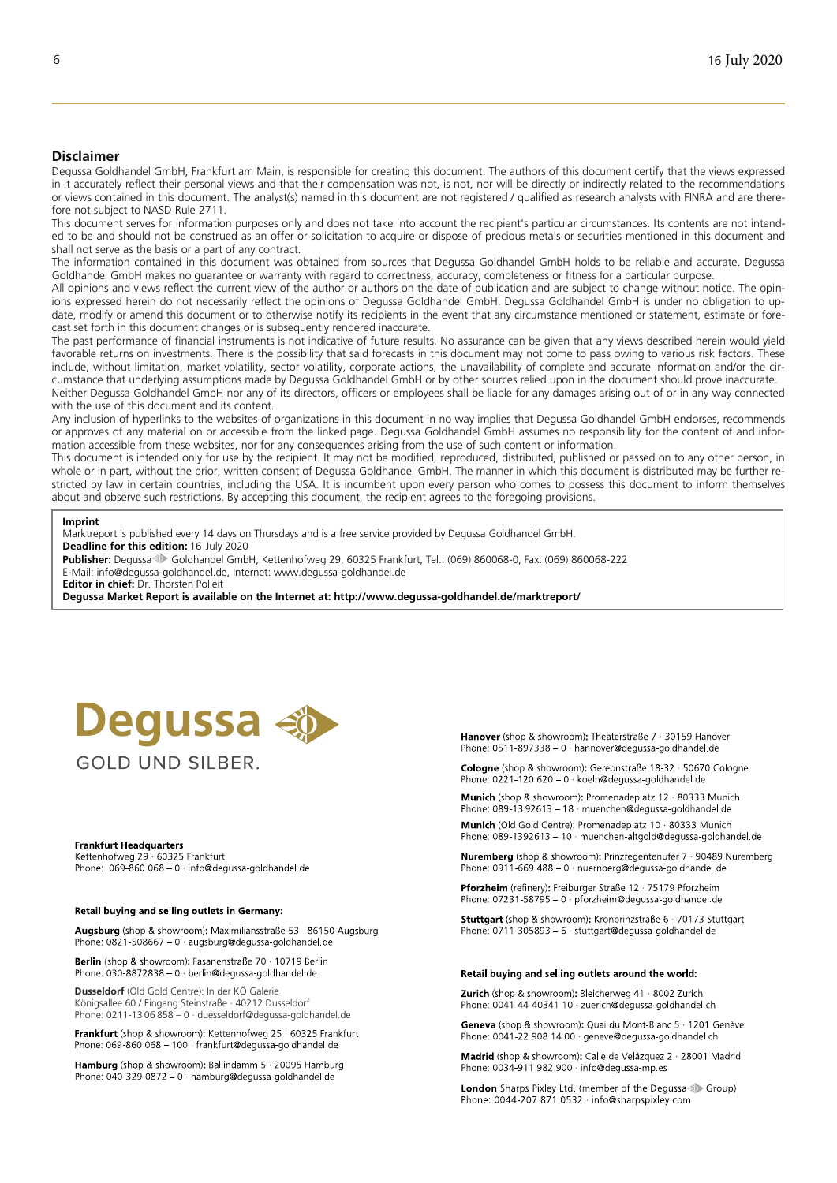## Disclaimer

Degussa Goldhandel GmbH, Frankfurt am Main, is responsible for creating this document. The authors of this document certify that the views expressed in it accurately reflect their personal views and that their compensation was not, is not, nor will be directly or indirectly related to the recommendations or views contained in this document. The analyst(s) named in this document are not registered / qualified as research analysts with FINRA and are therefore not subject to NASD Rule 2711.

This document serves for information purposes only and does not take into account the recipient's particular circumstances. Its contents are not intended to be and should not be construed as an offer or solicitation to acquire or dispose of precious metals or securities mentioned in this document and shall not serve as the basis or a part of any contract.

The information contained in this document was obtained from sources that Degussa Goldhandel GmbH holds to be reliable and accurate. Degussa Goldhandel GmbH makes no guarantee or warranty with regard to correctness, accuracy, completeness or fitness for a particular purpose.

All opinions and views reflect the current view of the author or authors on the date of publication and are subject to change without notice. The opinions expressed herein do not necessarily reflect the opinions of Degussa Goldhandel GmbH. Degussa Goldhandel GmbH is under no obligation to update, modify or amend this document or to otherwise notify its recipients in the event that any circumstance mentioned or statement, estimate or forecast set forth in this document changes or is subsequently rendered inaccurate.

The past performance of financial instruments is not indicative of future results. No assurance can be given that any views described herein would yield favorable returns on investments. There is the possibility that said forecasts in this document may not come to pass owing to various risk factors. These include, without limitation, market volatility, sector volatility, corporate actions, the unavailability of complete and accurate information and/or the circumstance that underlying assumptions made by Degussa Goldhandel GmbH or by other sources relied upon in the document should prove inaccurate.

Neither Degussa Goldhandel GmbH nor any of its directors, officers or employees shall be liable for any damages arising out of or in any way connected with the use of this document and its content.

Any inclusion of hyperlinks to the websites of organizations in this document in no way implies that Degussa Goldhandel GmbH endorses, recommends or approves of any material on or accessible from the linked page. Degussa Goldhandel GmbH assumes no responsibility for the content of and information accessible from these websites, nor for any consequences arising from the use of such content or information.

This document is intended only for use by the recipient. It may not be modified, reproduced, distributed, published or passed on to any other person, in whole or in part, without the prior, written consent of Degussa Goldhandel GmbH. The manner in which this document is distributed may be further restricted by law in certain countries, including the USA. It is incumbent upon every person who comes to possess this document to inform themselves about and observe such restrictions. By accepting this document, the recipient agrees to the foregoing provisions.

**Imprint**
Marktreport is published every 14 days on Thursdays and is a free service provided by Degussa Goldhandel GmbH.
**Deadline for this edition:** 16 July 2020
**Publisher:** Degussa Goldhandel GmbH, Kettenhofweg 29, 60325 Frankfurt, Tel.: (069) 860068-0, Fax: (069) 860068-222
E-Mail: info@degussa-goldhandel.de, Internet: www.degussa-goldhandel.de
**Editor in chief:** Dr. Thorsten Polleit
**Degussa Market Report is available on the Internet at: http://www.degussa-goldhandel.de/marktreport/**

Degussa
GOLD UND SILBER.

**Frankfurt Headquarters**
Kettenhofweg 29 · 60325 Frankfurt
Phone: 069-860 068 – 0 · info@degussa-goldhandel.de

**Retail buying and selling outlets in Germany:**

**Augsburg** (shop & showroom)**:** Maximiliansstraße 53 · 86150 Augsburg
Phone: 0821-508667 – 0 · augsburg@degussa-goldhandel.de

**Berlin** (shop & showroom)**:** Fasanenstraße 70 · 10719 Berlin
Phone: 030-8872838 – 0 · berlin@degussa-goldhandel.de

**Dusseldorf** (Old Gold Centre): In der KÖ Galerie
Königsallee 60 / Eingang Steinstraße · 40212 Dusseldorf
Phone: 0211-13 06 858 – 0 · duesseldorf@degussa-goldhandel.de

**Frankfurt** (shop & showroom)**:** Kettenhofweg 25 · 60325 Frankfurt
Phone: 069-860 068 – 100 · frankfurt@degussa-goldhandel.de

**Hamburg** (shop & showroom)**:** Ballindamm 5 · 20095 Hamburg
Phone: 040-329 0872 – 0 · hamburg@degussa-goldhandel.de

**Hanover** (shop & showroom)**:** Theaterstraße 7 · 30159 Hanover
Phone: 0511-897338 – 0 · hannover@degussa-goldhandel.de

**Cologne** (shop & showroom)**:** Gereonstraße 18-32 · 50670 Cologne
Phone: 0221-120 620 – 0 · koeln@degussa-goldhandel.de

**Munich** (shop & showroom)**:** Promenadeplatz 12 · 80333 Munich
Phone: 089-13 92613 – 18 · muenchen@degussa-goldhandel.de

**Munich** (Old Gold Centre): Promenadeplatz 10 · 80333 Munich
Phone: 089-1392613 – 10 · muenchen-altgold@degussa-goldhandel.de

**Nuremberg** (shop & showroom)**:** Prinzregentenufer 7 · 90489 Nuremberg
Phone: 0911-669 488 – 0 · nuernberg@degussa-goldhandel.de

**Pforzheim** (refinery)**:** Freiburger Straße 12 · 75179 Pforzheim
Phone: 07231-58795 – 0 · pforzheim@degussa-goldhandel.de

**Stuttgart** (shop & showroom)**:** Kronprinzstraße 6 · 70173 Stuttgart
Phone: 0711-305893 – 6 · stuttgart@degussa-goldhandel.de

**Retail buying and selling outlets around the world:**

**Zurich** (shop & showroom)**:** Bleicherweg 41 · 8002 Zurich
Phone: 0041-44-40341 10 · zuerich@degussa-goldhandel.ch

**Geneva** (shop & showroom)**:** Quai du Mont-Blanc 5 · 1201 Genève
Phone: 0041-22 908 14 00 · geneve@degussa-goldhandel.ch

**Madrid** (shop & showroom)**:** Calle de Velázquez 2 · 28001 Madrid
Phone: 0034-911 982 900 · info@degussa-mp.es

**London** Sharps Pixley Ltd. (member of the Degussa Group)
Phone: 0044-207 871 0532 · info@sharpspixley.com